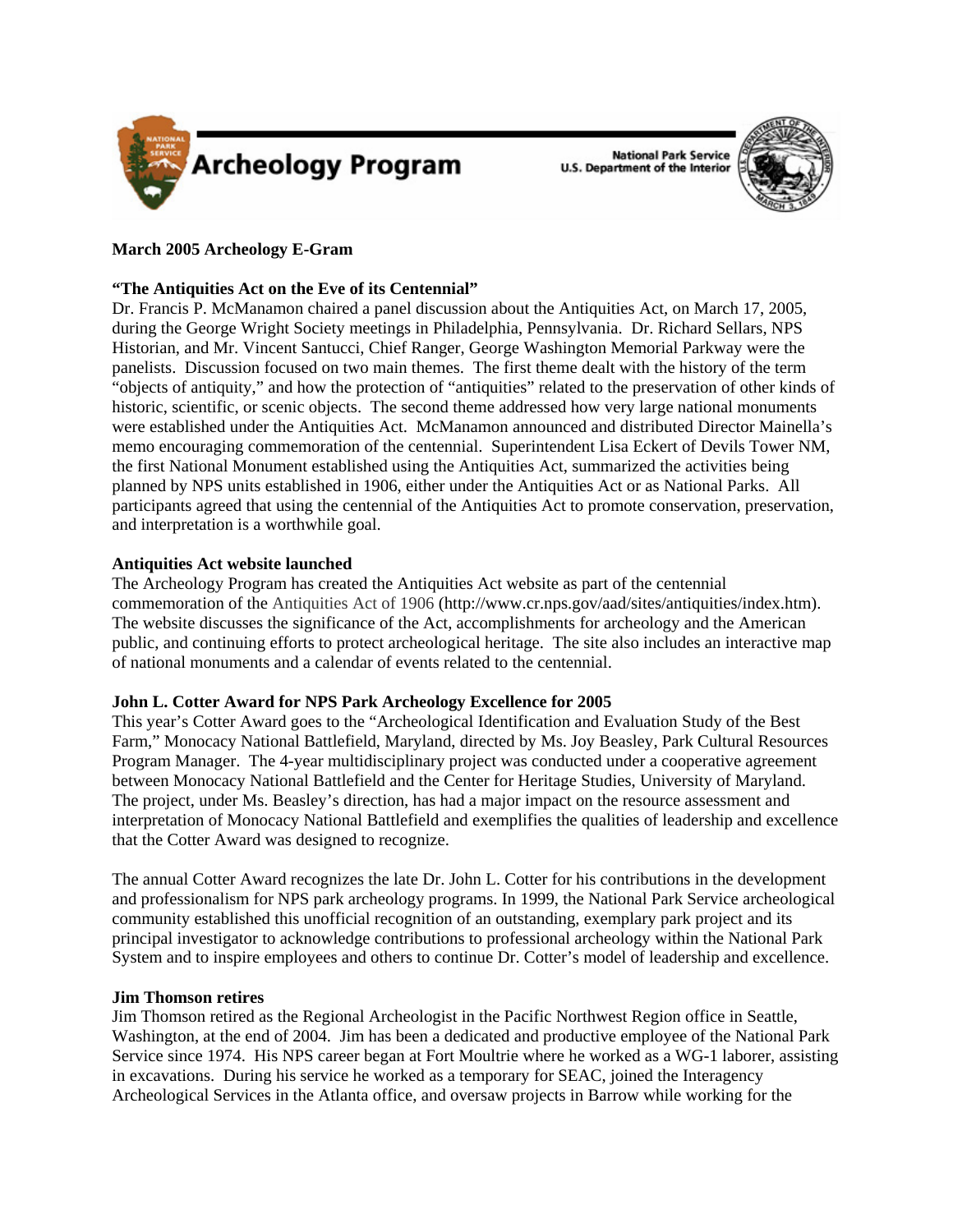Archeology Program

National Park Service
U.S. Department of the Interior

**March 2005 Archeology E-Gram**

**"The Antiquities Act on the Eve of its Centennial"**

Dr. Francis P. McManamon chaired a panel discussion about the Antiquities Act, on March 17, 2005, during the George Wright Society meetings in Philadelphia, Pennsylvania. Dr. Richard Sellars, NPS Historian, and Mr. Vincent Santucci, Chief Ranger, George Washington Memorial Parkway were the panelists. Discussion focused on two main themes. The first theme dealt with the history of the term "objects of antiquity," and how the protection of "antiquities" related to the preservation of other kinds of historic, scientific, or scenic objects. The second theme addressed how very large national monuments were established under the Antiquities Act. McManamon announced and distributed Director Mainella's memo encouraging commemoration of the centennial. Superintendent Lisa Eckert of Devils Tower NM, the first National Monument established using the Antiquities Act, summarized the activities being planned by NPS units established in 1906, either under the Antiquities Act or as National Parks. All participants agreed that using the centennial of the Antiquities Act to promote conservation, preservation, and interpretation is a worthwhile goal.

**Antiquities Act website launched**

The Archeology Program has created the Antiquities Act website as part of the centennial commemoration of the Antiquities Act of 1906 (http://www.cr.nps.gov/aad/sites/antiquities/index.htm). The website discusses the significance of the Act, accomplishments for archeology and the American public, and continuing efforts to protect archeological heritage. The site also includes an interactive map of national monuments and a calendar of events related to the centennial.

**John L. Cotter Award for NPS Park Archeology Excellence for 2005**

This year's Cotter Award goes to the "Archeological Identification and Evaluation Study of the Best Farm," Monocacy National Battlefield, Maryland, directed by Ms. Joy Beasley, Park Cultural Resources Program Manager. The 4-year multidisciplinary project was conducted under a cooperative agreement between Monocacy National Battlefield and the Center for Heritage Studies, University of Maryland. The project, under Ms. Beasley's direction, has had a major impact on the resource assessment and interpretation of Monocacy National Battlefield and exemplifies the qualities of leadership and excellence that the Cotter Award was designed to recognize.

The annual Cotter Award recognizes the late Dr. John L. Cotter for his contributions in the development and professionalism for NPS park archeology programs. In 1999, the National Park Service archeological community established this unofficial recognition of an outstanding, exemplary park project and its principal investigator to acknowledge contributions to professional archeology within the National Park System and to inspire employees and others to continue Dr. Cotter's model of leadership and excellence.

**Jim Thomson retires**

Jim Thomson retired as the Regional Archeologist in the Pacific Northwest Region office in Seattle, Washington, at the end of 2004. Jim has been a dedicated and productive employee of the National Park Service since 1974. His NPS career began at Fort Moultrie where he worked as a WG-1 laborer, assisting in excavations. During his service he worked as a temporary for SEAC, joined the Interagency Archeological Services in the Atlanta office, and oversaw projects in Barrow while working for the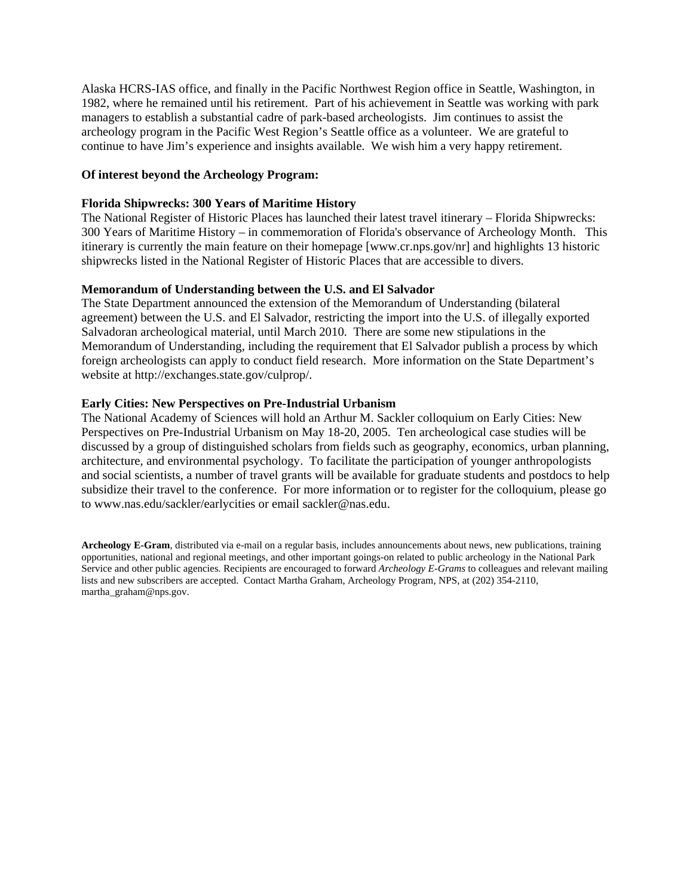Alaska HCRS-IAS office, and finally in the Pacific Northwest Region office in Seattle, Washington, in 1982, where he remained until his retirement. Part of his achievement in Seattle was working with park managers to establish a substantial cadre of park-based archeologists. Jim continues to assist the archeology program in the Pacific West Region's Seattle office as a volunteer. We are grateful to continue to have Jim's experience and insights available. We wish him a very happy retirement.

**Of interest beyond the Archeology Program:**

**Florida Shipwrecks: 300 Years of Maritime History**
The National Register of Historic Places has launched their latest travel itinerary – Florida Shipwrecks: 300 Years of Maritime History – in commemoration of Florida's observance of Archeology Month. This itinerary is currently the main feature on their homepage [www.cr.nps.gov/nr] and highlights 13 historic shipwrecks listed in the National Register of Historic Places that are accessible to divers.

**Memorandum of Understanding between the U.S. and El Salvador**
The State Department announced the extension of the Memorandum of Understanding (bilateral agreement) between the U.S. and El Salvador, restricting the import into the U.S. of illegally exported Salvadoran archeological material, until March 2010. There are some new stipulations in the Memorandum of Understanding, including the requirement that El Salvador publish a process by which foreign archeologists can apply to conduct field research. More information on the State Department's website at http://exchanges.state.gov/culprop/.

**Early Cities: New Perspectives on Pre-Industrial Urbanism**
The National Academy of Sciences will hold an Arthur M. Sackler colloquium on Early Cities: New Perspectives on Pre-Industrial Urbanism on May 18-20, 2005. Ten archeological case studies will be discussed by a group of distinguished scholars from fields such as geography, economics, urban planning, architecture, and environmental psychology. To facilitate the participation of younger anthropologists and social scientists, a number of travel grants will be available for graduate students and postdocs to help subsidize their travel to the conference. For more information or to register for the colloquium, please go to www.nas.edu/sackler/earlycities or email sackler@nas.edu.

**Archeology E-Gram**, distributed via e-mail on a regular basis, includes announcements about news, new publications, training opportunities, national and regional meetings, and other important goings-on related to public archeology in the National Park Service and other public agencies. Recipients are encouraged to forward *Archeology E-Grams* to colleagues and relevant mailing lists and new subscribers are accepted. Contact Martha Graham, Archeology Program, NPS, at (202) 354-2110, martha_graham@nps.gov.